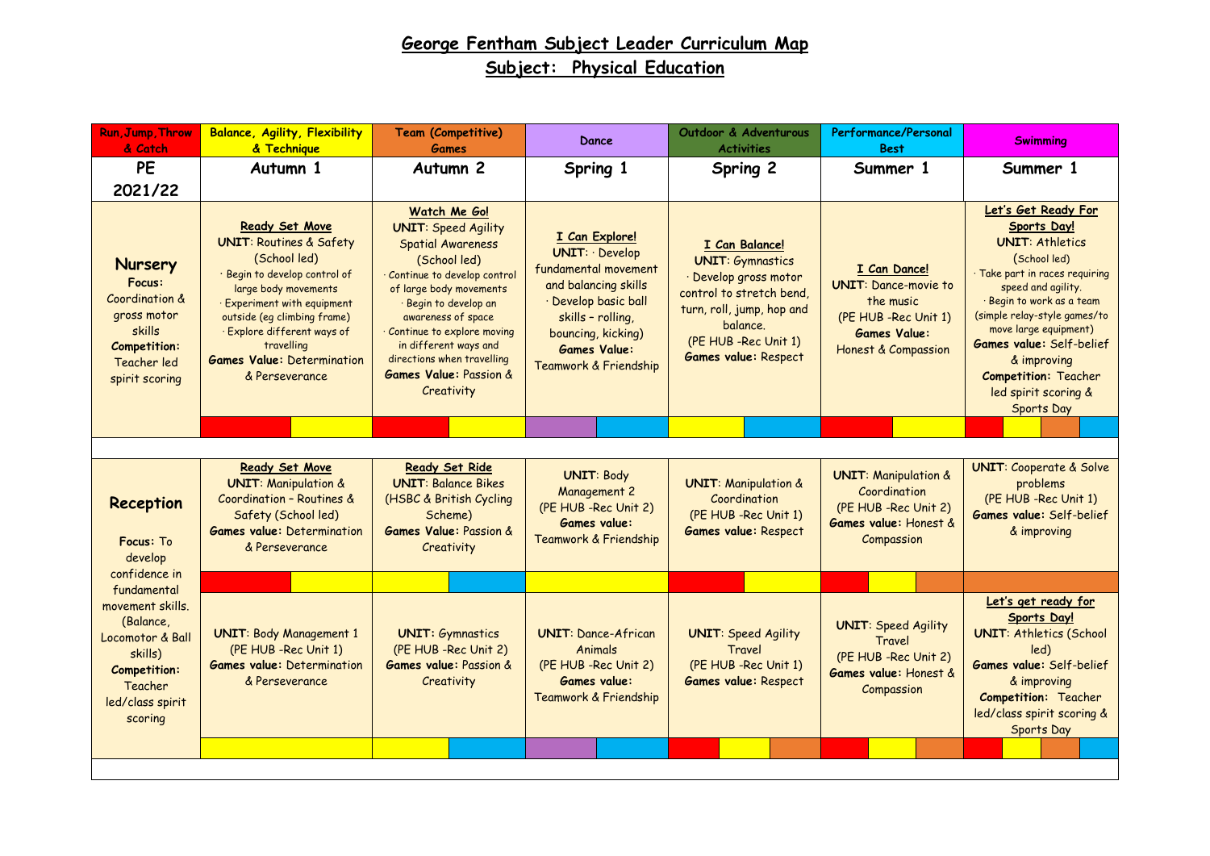# George Fentham Subject Leader Curriculum Map

## Subject: Physical Education

| Run, Jump, Throw & Catch | Balance, Agility, Flexibility & Technique | Team (Competitive) Games | Dance | Outdoor & Adventurous Activities | Performance/Personal Best | Swimming |
|---|---|---|---|---|---|---|
| **PE 2021/22** | **Autumn 1** | **Autumn 2** | **Spring 1** | **Spring 2** | **Summer 1** | **Summer 1** |
| **Nursery** **Focus:** Coordination & gross motor skills **Competition:** Teacher led spirit scoring | **Ready Set Move** **UNIT**: Routines & Safety (School led) · Begin to develop control of large body movements · Experiment with equipment outside (eg climbing frame) · Explore different ways of travelling **Games Value:** Determination & Perseverance | **Watch Me Go!** **UNIT**: Speed Agility Spatial Awareness (School led) · Continue to develop control of large body movements · Begin to develop an awareness of space · Continue to explore moving in different ways and directions when travelling **Games Value:** Passion & Creativity | **I Can Explore!** **UNIT**: · Develop fundamental movement and balancing skills · Develop basic ball skills – rolling, bouncing, kicking) **Games Value:** Teamwork & Friendship | **I Can Balance!** **UNIT**: Gymnastics · Develop gross motor control to stretch bend, turn, roll, jump, hop and balance. (PE HUB -Rec Unit 1) **Games value:** Respect | **I Can Dance!** **UNIT**: Dance-movie to the music (PE HUB -Rec Unit 1) **Games Value:** Honest & Compassion | **Let's Get Ready For Sports Day!** **UNIT**: Athletics (School led) · Take part in races requiring speed and agility. · Begin to work as a team (simple relay-style games/to move large equipment) **Games value:** Self-belief & improving **Competition:** Teacher led spirit scoring & Sports Day |
| **Reception** **Focus:** To develop confidence in fundamental movement skills. (Balance, Locomotor & Ball skills) **Competition:** Teacher led/class spirit scoring | **Ready Set Move** **UNIT**: Manipulation & Coordination – Routines & Safety (School led) **Games value:** Determination & Perseverance | **Ready Set Ride** **UNIT**: Balance Bikes (HSBC & British Cycling Scheme) **Games Value:** Passion & Creativity | **UNIT**: Body Management 2 (PE HUB -Rec Unit 2) **Games value:** Teamwork & Friendship | **UNIT**: Manipulation & Coordination (PE HUB -Rec Unit 1) **Games value:** Respect | **UNIT**: Manipulation & Coordination (PE HUB -Rec Unit 2) **Games value:** Honest & Compassion | **UNIT**: Cooperate & Solve problems (PE HUB -Rec Unit 1) **Games value:** Self-belief & improving |
| | **UNIT**: Body Management 1 (PE HUB -Rec Unit 1) **Games value:** Determination & Perseverance | **UNIT:** Gymnastics (PE HUB -Rec Unit 2) **Games value:** Passion & Creativity | **UNIT**: Dance-African Animals (PE HUB -Rec Unit 2) **Games value:** Teamwork & Friendship | **UNIT**: Speed Agility Travel (PE HUB -Rec Unit 1) **Games value:** Respect | **UNIT**: Speed Agility Travel (PE HUB -Rec Unit 2) **Games value:** Honest & Compassion | **Let's get ready for Sports Day!** **UNIT**: Athletics (School led) **Games value:** Self-belief & improving **Competition:** Teacher led/class spirit scoring & Sports Day |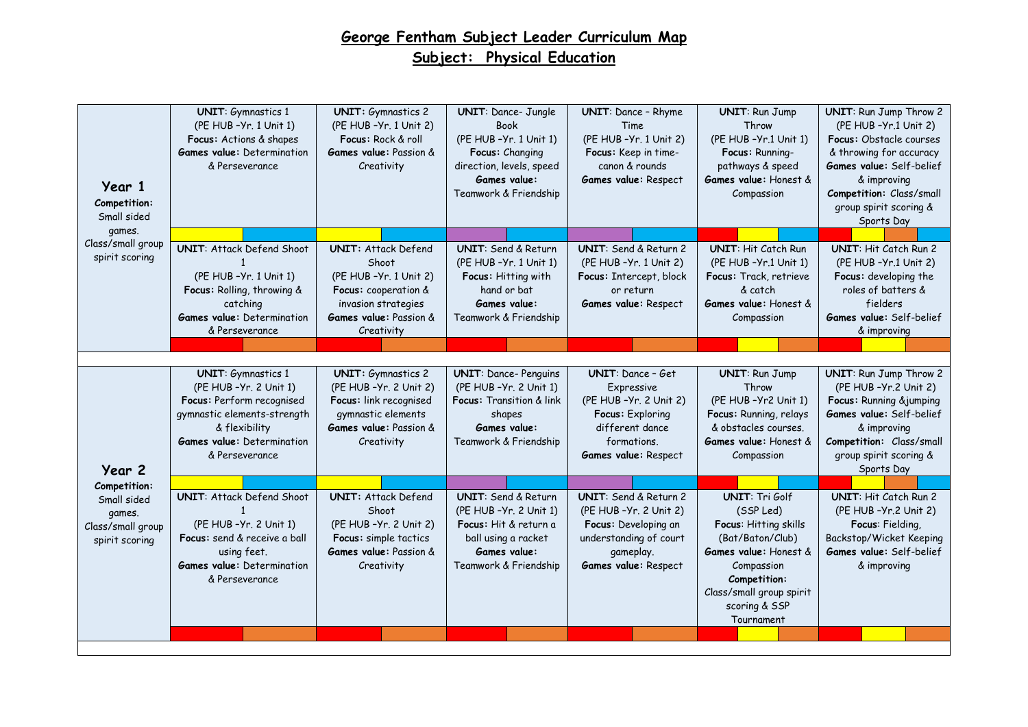# George Fentham Subject Leader Curriculum Map

## Subject: Physical Education

| | | | | | | |
|---|---|---|---|---|---|---|
| **Year 1**<br>**Competition:** Small sided games. Class/small group spirit scoring | **UNIT**: Gymnastics 1<br>(PE HUB –Yr. 1 Unit 1)<br>**Focus**: Actions & shapes<br>**Games value**: Determination & Perseverance | **UNIT**: Gymnastics 2<br>(PE HUB –Yr. 1 Unit 2)<br>**Focus**: Rock & roll<br>**Games value**: Passion & Creativity | **UNIT**: Dance- Jungle Book<br>(PE HUB –Yr. 1 Unit 1)<br>**Focus**: Changing direction, levels, speed<br>**Games value**: Teamwork & Friendship | **UNIT**: Dance – Rhyme Time<br>(PE HUB –Yr. 1 Unit 2)<br>**Focus**: Keep in time- canon & rounds<br>**Games value**: Respect | **UNIT**: Run Jump Throw<br>(PE HUB –Yr.1 Unit 1)<br>**Focus**: Running- pathways & speed<br>**Games value**: Honest & Compassion | **UNIT**: Run Jump Throw 2<br>(PE HUB –Yr.1 Unit 2)<br>**Focus**: Obstacle courses & throwing for accuracy<br>**Games value**: Self-belief & improving<br>**Competition**: Class/small group spirit scoring & Sports Day |
| | **UNIT**: Attack Defend Shoot 1<br>(PE HUB –Yr. 1 Unit 1)<br>**Focus**: Rolling, throwing & catching<br>**Games value**: Determination & Perseverance | **UNIT**: Attack Defend Shoot<br>(PE HUB –Yr. 1 Unit 2)<br>**Focus**: cooperation & invasion strategies<br>**Games value**: Passion & Creativity | **UNIT**: Send & Return<br>(PE HUB –Yr. 1 Unit 1)<br>**Focus**: Hitting with hand or bat<br>**Games value**: Teamwork & Friendship | **UNIT**: Send & Return 2<br>(PE HUB –Yr. 1 Unit 2)<br>**Focus**: Intercept, block or return<br>**Games value**: Respect | **UNIT**: Hit Catch Run<br>(PE HUB –Yr.1 Unit 1)<br>**Focus**: Track, retrieve & catch<br>**Games value**: Honest & Compassion | **UNIT**: Hit Catch Run 2<br>(PE HUB –Yr.1 Unit 2)<br>**Focus**: developing the roles of batters & fielders<br>**Games value**: Self-belief & improving |
| **Year 2**<br>**Competition:** Small sided games. Class/small group spirit scoring | **UNIT**: Gymnastics 1<br>(PE HUB –Yr. 2 Unit 1)<br>**Focus**: Perform recognised gymnastic elements-strength & flexibility<br>**Games value**: Determination & Perseverance | **UNIT**: Gymnastics 2<br>(PE HUB –Yr. 2 Unit 2)<br>**Focus**: link recognised gymnastic elements<br>**Games value**: Passion & Creativity | **UNIT**: Dance- Penguins<br>(PE HUB –Yr. 2 Unit 1)<br>**Focus**: Transition & link shapes<br>**Games value**: Teamwork & Friendship | **UNIT**: Dance – Get Expressive<br>(PE HUB –Yr. 2 Unit 2)<br>**Focus**: Exploring different dance formations.<br>**Games value**: Respect | **UNIT**: Run Jump Throw<br>(PE HUB –Yr2 Unit 1)<br>**Focus**: Running, relays & obstacles courses.<br>**Games value**: Honest & Compassion | **UNIT**: Run Jump Throw 2<br>(PE HUB –Yr.2 Unit 2)<br>**Focus**: Running &jumping<br>**Games value**: Self-belief & improving<br>**Competition**: Class/small group spirit scoring & Sports Day |
| | **UNIT**: Attack Defend Shoot 1<br>(PE HUB –Yr. 2 Unit 1)<br>**Focus**: send & receive a ball using feet.<br>**Games value**: Determination & Perseverance | **UNIT**: Attack Defend Shoot<br>(PE HUB –Yr. 2 Unit 2)<br>**Focus**: simple tactics<br>**Games value**: Passion & Creativity | **UNIT**: Send & Return<br>(PE HUB –Yr. 2 Unit 1)<br>**Focus**: Hit & return a ball using a racket<br>**Games value**: Teamwork & Friendship | **UNIT**: Send & Return 2<br>(PE HUB –Yr. 2 Unit 2)<br>**Focus**: Developing an understanding of court gameplay.<br>**Games value**: Respect | **UNIT**: Tri Golf<br>(SSP Led)<br>**Focus**: Hitting skills (Bat/Baton/Club)<br>**Games value**: Honest & Compassion<br>**Competition**: Class/small group spirit scoring & SSP Tournament | **UNIT**: Hit Catch Run 2<br>(PE HUB –Yr.2 Unit 2)<br>**Focus**: Fielding, Backstop/Wicket Keeping<br>**Games value**: Self-belief & improving |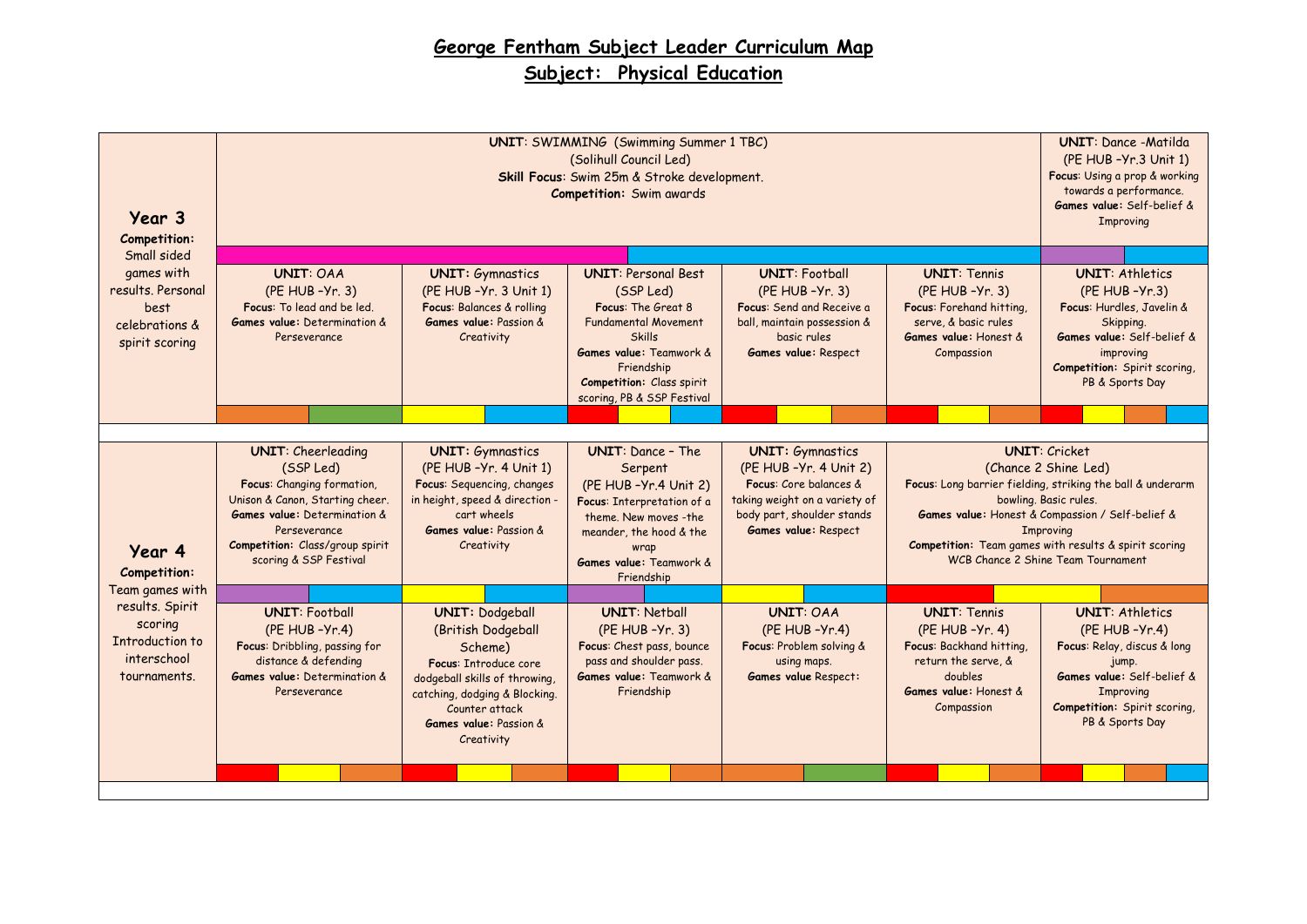# George Fentham Subject Leader Curriculum Map

## Subject: Physical Education

| | | | | | | |
|---|---|---|---|---|---|---|
| **Year 3** **Competition:** Small sided games with results. Personal best celebrations & spirit scoring | **UNIT**: SWIMMING (Swimming Summer 1 TBC) (Solihull Council Led) **Skill Focus**: Swim 25m & Stroke development. **Competition:** Swim awards | | | | | **UNIT**: Dance -Matilda (PE HUB –Yr.3 Unit 1) **Focus**: Using a prop & working towards a performance. **Games value:** Self-belief & Improving |
| | **UNIT**: OAA (PE HUB –Yr. 3) **Focus**: To lead and be led. **Games value:** Determination & Perseverance | **UNIT:** Gymnastics (PE HUB –Yr. 3 Unit 1) **Focus**: Balances & rolling **Games value:** Passion & Creativity | **UNIT**: Personal Best (SSP Led) **Focus**: The Great 8 Fundamental Movement Skills **Games value:** Teamwork & Friendship **Competition:** Class spirit scoring, PB & SSP Festival | **UNIT**: Football (PE HUB –Yr. 3) **Focus**: Send and Receive a ball, maintain possession & basic rules **Games value:** Respect | **UNIT**: Tennis (PE HUB –Yr. 3) **Focus**: Forehand hitting, serve, & basic rules **Games value:** Honest & Compassion | **UNIT**: Athletics (PE HUB –Yr.3) **Focus**: Hurdles, Javelin & Skipping. **Games value:** Self-belief & improving **Competition:** Spirit scoring, PB & Sports Day |
| **Year 4** **Competition:** Team games with results. Spirit scoring Introduction to interschool tournaments. | **UNIT**: Cheerleading (SSP Led) **Focus**: Changing formation, Unison & Canon, Starting cheer. **Games value:** Determination & Perseverance **Competition:** Class/group spirit scoring & SSP Festival | **UNIT:** Gymnastics (PE HUB –Yr. 4 Unit 1) **Focus**: Sequencing, changes in height, speed & direction - cart wheels **Games value:** Passion & Creativity | **UNIT**: Dance – The Serpent (PE HUB –Yr.4 Unit 2) **Focus**: Interpretation of a theme. New moves -the meander, the hood & the wrap **Games value:** Teamwork & Friendship | **UNIT:** Gymnastics (PE HUB –Yr. 4 Unit 2) **Focus**: Core balances & taking weight on a variety of body part, shoulder stands **Games value:** Respect | **UNIT**: Cricket (Chance 2 Shine Led) **Focus**: Long barrier fielding, striking the ball & underarm bowling. Basic rules. **Games value:** Honest & Compassion / Self-belief & Improving **Competition:** Team games with results & spirit scoring WCB Chance 2 Shine Team Tournament | |
| | **UNIT**: Football (PE HUB –Yr.4) **Focus**: Dribbling, passing for distance & defending **Games value:** Determination & Perseverance | **UNIT:** Dodgeball (British Dodgeball Scheme) **Focus**: Introduce core dodgeball skills of throwing, catching, dodging & Blocking. Counter attack **Games value:** Passion & Creativity | **UNIT**: Netball (PE HUB –Yr. 3) **Focus**: Chest pass, bounce pass and shoulder pass. **Games value:** Teamwork & Friendship | **UNIT**: OAA (PE HUB –Yr.4) **Focus**: Problem solving & using maps. **Games value** Respect: | **UNIT**: Tennis (PE HUB –Yr. 4) **Focus**: Backhand hitting, return the serve, & doubles **Games value:** Honest & Compassion | **UNIT**: Athletics (PE HUB –Yr.4) **Focus**: Relay, discus & long jump. **Games value:** Self-belief & Improving **Competition:** Spirit scoring, PB & Sports Day |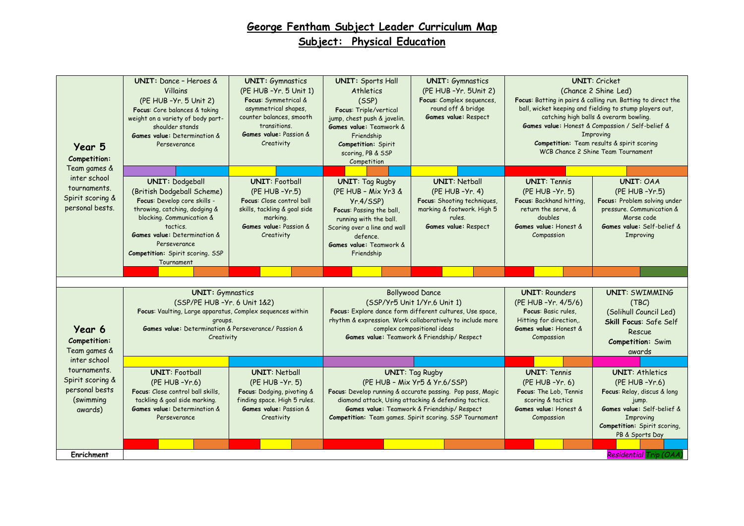# George Fentham Subject Leader Curriculum Map

## Subject: Physical Education

| | | | | | | |
|---|---|---|---|---|---|---|
| **Year 5**<br>**Competition:**<br>Team games & inter school tournaments. Spirit scoring & personal bests. | **UNIT:** Dance – Heroes & Villains<br>(PE HUB –Yr. 5 Unit 2)<br>**Focus**: Core balances & taking weight on a variety of body part-shoulder stands<br>**Games value:** Determination & Perseverance | **UNIT:** Gymnastics<br>(PE HUB –Yr. 5 Unit 1)<br>**Focus**: Symmetrical & asymmetrical shapes, counter balances, smooth transitions.<br>**Games value:** Passion & Creativity | **UNIT:** Sports Hall Athletics<br>(SSP)<br>**Focus**: Triple/vertical jump, chest push & javelin.<br>**Games value:** Teamwork & Friendship<br>**Competition:** Spirit scoring, PB & SSP Competition | **UNIT:** Gymnastics<br>(PE HUB –Yr. 5Unit 2)<br>**Focus**: Complex sequences, round off & bridge<br>**Games value:** Respect | **UNIT**: Cricket<br>(Chance 2 Shine Led)<br>**Focus**: Batting in pairs & calling run. Batting to direct the ball, wicket keeping and fielding to stump players out, catching high balls & overarm bowling.<br>**Games value:** Honest & Compassion / Self-belief & Improving<br>**Competition:** Team results & spirit scoring<br>WCB Chance 2 Shine Team Tournament | |
| | **UNIT:** Dodgeball<br>(British Dodgeball Scheme)<br>**Focus**: Develop core skills - throwing, catching, dodging & blocking. Communication & tactics.<br>**Games value:** Determination & Perseverance<br>**Competition:** Spirit scoring. SSP Tournament | **UNIT**: Football<br>(PE HUB –Yr.5)<br>**Focus**: Close control ball skills, tackling & goal side marking.<br>**Games value:** Passion & Creativity | **UNIT**: Tag Rugby<br>(PE HUB – Mix Yr3 & Yr.4/SSP)<br>**Focus**: Passing the ball, running with the ball. Scoring over a line and wall defence.<br>**Games value:** Teamwork & Friendship | **UNIT**: Netball<br>(PE HUB –Yr. 4)<br>**Focus**: Shooting techniques, marking & footwork. High 5 rules.<br>**Games value:** Respect | **UNIT**: Tennis<br>(PE HUB –Yr. 5)<br>**Focus**: Backhand hitting, return the serve, & doubles<br>**Games value:** Honest & Compassion | **UNIT**: OAA<br>(PE HUB –Yr.5)<br>**Focus:** Problem solving under pressure. Communication & Morse code<br>**Games value:** Self-belief & Improving |
| **Year 6**<br>**Competition:**<br>Team games & inter school tournaments. Spirit scoring & personal bests (swimming awards) | **UNIT:** Gymnastics<br>(SSP/PE HUB –Yr. 6 Unit 1&2)<br>**Focus**: Vaulting, Large apparatus, Complex sequences within groups.<br>**Games value:** Determination & Perseverance/ Passion & Creativity | | Bollywood Dance<br>(SSP/Yr5 Unit 1/Yr.6 Unit 1)<br>**Focus:** Explore dance form different cultures, Use space, rhythm & expression. Work collaboratively to include more complex compositional ideas<br>**Games value:** Teamwork & Friendship/ Respect | | **UNIT**: Rounders<br>(PE HUB –Yr. 4/5/6)<br>**Focus:** Basic rules, Hitting for direction,.<br>**Games value:** Honest & Compassion | **UNIT**: SWIMMING<br>(TBC)<br>(Solihull Council Led)<br>**Skill Focus**: Safe Self Rescue<br>**Competition:** Swim awards |
| | **UNIT**: Football<br>(PE HUB –Yr.6)<br>**Focus**: Close control ball skills, tackling & goal side marking.<br>**Games value:** Determination & Perseverance | **UNIT**: Netball<br>(PE HUB –Yr. 5)<br>**Focus**: Dodging, pivoting & finding space. High 5 rules.<br>**Games value:** Passion & Creativity | **UNIT**: Tag Rugby<br>(PE HUB – Mix Yr5 & Yr.6/SSP)<br>**Focus**: Develop running & accurate passing. Pop pass, Magic diamond attack, Using attacking & defending tactics.<br>**Games value:** Teamwork & Friendship/ Respect<br>**Competition:** Team games. Spirit scoring. SSP Tournament | | **UNIT**: Tennis<br>(PE HUB –Yr. 6)<br>**Focus**: The Lob, Tennis scoring & tactics<br>**Games value:** Honest & Compassion | **UNIT**: Athletics<br>(PE HUB –Yr.6)<br>**Focus**: Relay, discus & long jump.<br>**Games value:** Self-belief & Improving<br>**Competition:** Spirit scoring, PB & Sports Day |
| **Enrichment** | | | | | | *Residential Trip (OAA)* |